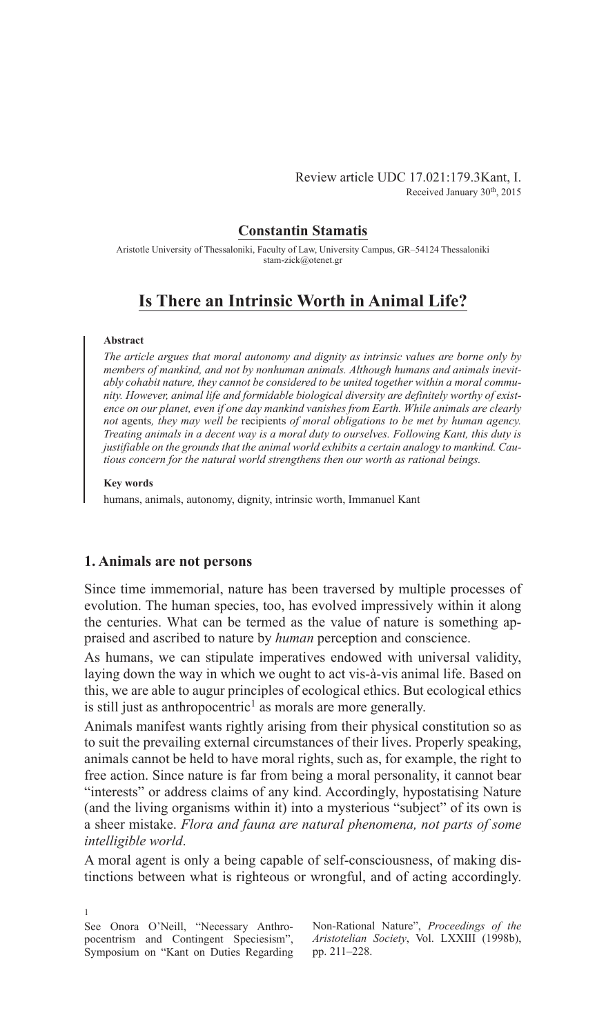Review article UDC 17.021:179.3Kant, I.
Received January 30th, 2015

**Constantin Stamatis**

Aristotle University of Thessaloniki, Faculty of Law, University Campus, GR–54124 Thessaloniki
stam-zick@otenet.gr

# Is There an Intrinsic Worth in Animal Life?

**Abstract**

*The article argues that moral autonomy and dignity as intrinsic values are borne only by members of mankind, and not by nonhuman animals. Although humans and animals inevitably cohabit nature, they cannot be considered to be united together within a moral community. However, animal life and formidable biological diversity are definitely worthy of existence on our planet, even if one day mankind vanishes from Earth. While animals are clearly not* agents*, they may well be* recipients *of moral obligations to be met by human agency. Treating animals in a decent way is a moral duty to ourselves. Following Kant, this duty is justifiable on the grounds that the animal world exhibits a certain analogy to mankind. Cautious concern for the natural world strengthens then our worth as rational beings.*

**Key words**

humans, animals, autonomy, dignity, intrinsic worth, Immanuel Kant

## 1. Animals are not persons

Since time immemorial, nature has been traversed by multiple processes of evolution. The human species, too, has evolved impressively within it along the centuries. What can be termed as the value of nature is something appraised and ascribed to nature by *human* perception and conscience.

As humans, we can stipulate imperatives endowed with universal validity, laying down the way in which we ought to act vis-à-vis animal life. Based on this, we are able to augur principles of ecological ethics. But ecological ethics is still just as anthropocentric[1] as morals are more generally.

Animals manifest wants rightly arising from their physical constitution so as to suit the prevailing external circumstances of their lives. Properly speaking, animals cannot be held to have moral rights, such as, for example, the right to free action. Since nature is far from being a moral personality, it cannot bear "interests" or address claims of any kind. Accordingly, hypostatising Nature (and the living organisms within it) into a mysterious "subject" of its own is a sheer mistake. *Flora and fauna are natural phenomena, not parts of some intelligible world*.

A moral agent is only a being capable of self-consciousness, of making distinctions between what is righteous or wrongful, and of acting accordingly.

[1] See Onora O'Neill, "Necessary Anthropocentrism and Contingent Speciesism", Symposium on "Kant on Duties Regarding Non-Rational Nature", *Proceedings of the Aristotelian Society*, Vol. LXXIII (1998b), pp. 211–228.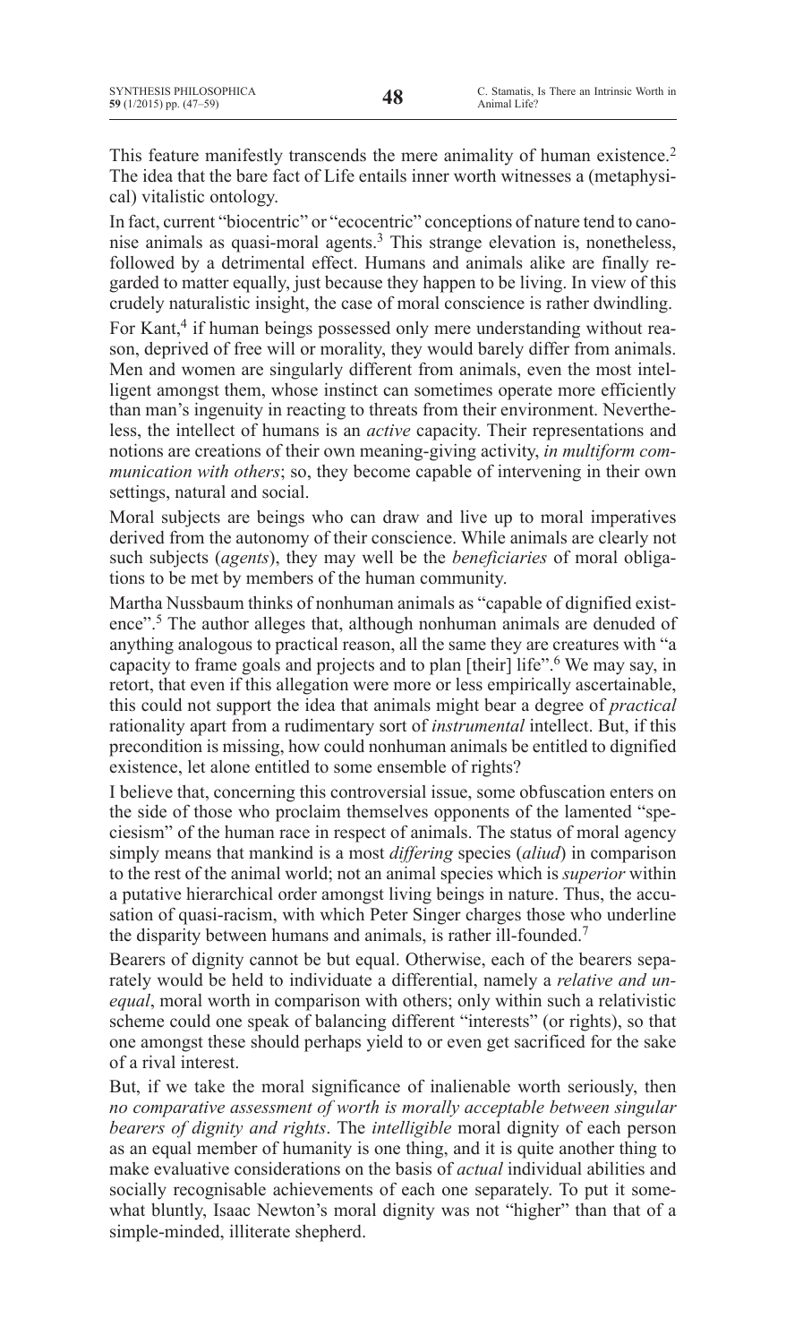This feature manifestly transcends the mere animality of human existence.[2] The idea that the bare fact of Life entails inner worth witnesses a (metaphysical) vitalistic ontology.

In fact, current "biocentric" or "ecocentric" conceptions of nature tend to canonise animals as quasi-moral agents.[3] This strange elevation is, nonetheless, followed by a detrimental effect. Humans and animals alike are finally regarded to matter equally, just because they happen to be living. In view of this crudely naturalistic insight, the case of moral conscience is rather dwindling.

For Kant,[4] if human beings possessed only mere understanding without reason, deprived of free will or morality, they would barely differ from animals. Men and women are singularly different from animals, even the most intelligent amongst them, whose instinct can sometimes operate more efficiently than man's ingenuity in reacting to threats from their environment. Nevertheless, the intellect of humans is an *active* capacity. Their representations and notions are creations of their own meaning-giving activity, *in multiform communication with others*; so, they become capable of intervening in their own settings, natural and social.

Moral subjects are beings who can draw and live up to moral imperatives derived from the autonomy of their conscience. While animals are clearly not such subjects (*agents*), they may well be the *beneficiaries* of moral obligations to be met by members of the human community.

Martha Nussbaum thinks of nonhuman animals as "capable of dignified existence".[5] The author alleges that, although nonhuman animals are denuded of anything analogous to practical reason, all the same they are creatures with "a capacity to frame goals and projects and to plan [their] life".[6] We may say, in retort, that even if this allegation were more or less empirically ascertainable, this could not support the idea that animals might bear a degree of *practical* rationality apart from a rudimentary sort of *instrumental* intellect. But, if this precondition is missing, how could nonhuman animals be entitled to dignified existence, let alone entitled to some ensemble of rights?

I believe that, concerning this controversial issue, some obfuscation enters on the side of those who proclaim themselves opponents of the lamented "speciesism" of the human race in respect of animals. The status of moral agency simply means that mankind is a most *differing* species (*aliud*) in comparison to the rest of the animal world; not an animal species which is *superior* within a putative hierarchical order amongst living beings in nature. Thus, the accusation of quasi-racism, with which Peter Singer charges those who underline the disparity between humans and animals, is rather ill-founded.[7]

Bearers of dignity cannot be but equal. Otherwise, each of the bearers separately would be held to individuate a differential, namely a *relative and unequal*, moral worth in comparison with others; only within such a relativistic scheme could one speak of balancing different "interests" (or rights), so that one amongst these should perhaps yield to or even get sacrificed for the sake of a rival interest.

But, if we take the moral significance of inalienable worth seriously, then *no comparative assessment of worth is morally acceptable between singular bearers of dignity and rights*. The *intelligible* moral dignity of each person as an equal member of humanity is one thing, and it is quite another thing to make evaluative considerations on the basis of *actual* individual abilities and socially recognisable achievements of each one separately. To put it somewhat bluntly, Isaac Newton's moral dignity was not "higher" than that of a simple-minded, illiterate shepherd.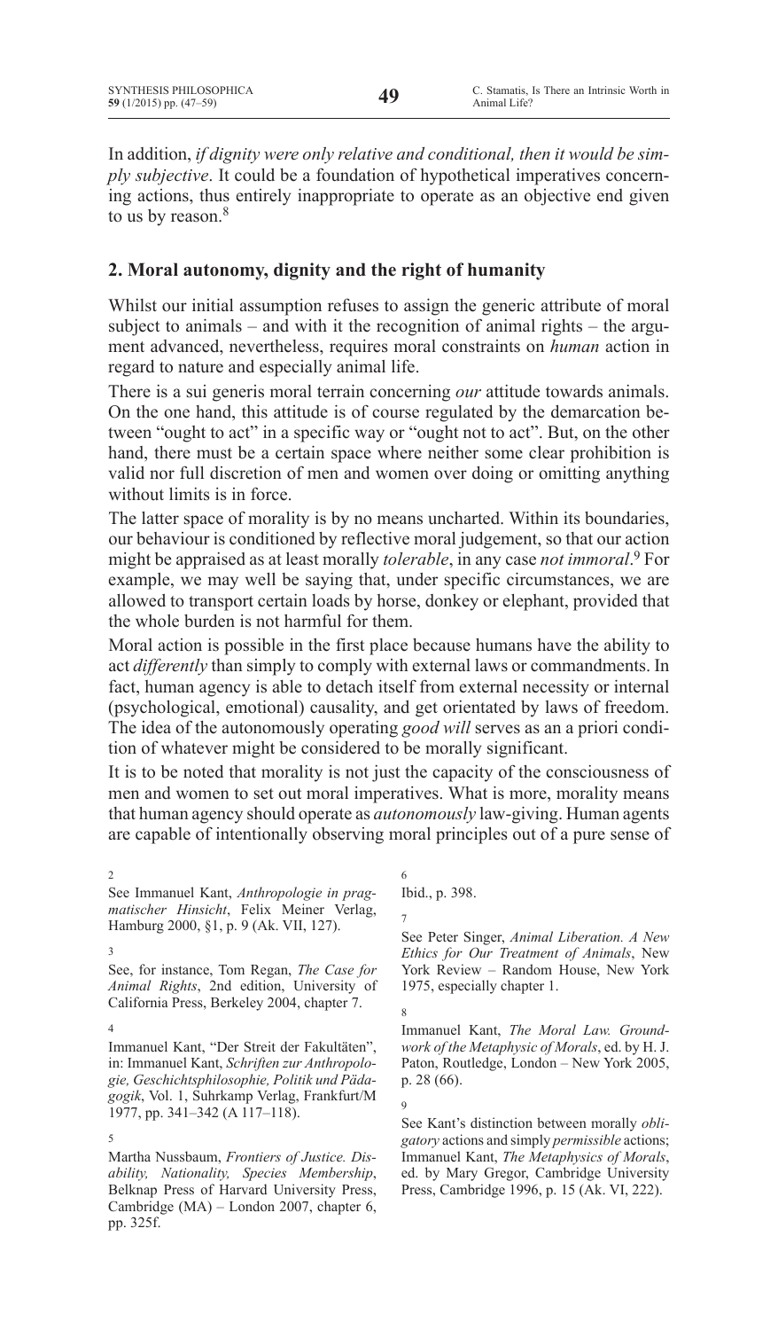In addition, *if dignity were only relative and conditional, then it would be simply subjective*. It could be a foundation of hypothetical imperatives concerning actions, thus entirely inappropriate to operate as an objective end given to us by reason.[8]

## 2. Moral autonomy, dignity and the right of humanity

Whilst our initial assumption refuses to assign the generic attribute of moral subject to animals – and with it the recognition of animal rights – the argument advanced, nevertheless, requires moral constraints on *human* action in regard to nature and especially animal life.

There is a sui generis moral terrain concerning *our* attitude towards animals. On the one hand, this attitude is of course regulated by the demarcation between "ought to act" in a specific way or "ought not to act". But, on the other hand, there must be a certain space where neither some clear prohibition is valid nor full discretion of men and women over doing or omitting anything without limits is in force.

The latter space of morality is by no means uncharted. Within its boundaries, our behaviour is conditioned by reflective moral judgement, so that our action might be appraised as at least morally *tolerable*, in any case *not immoral*.[9] For example, we may well be saying that, under specific circumstances, we are allowed to transport certain loads by horse, donkey or elephant, provided that the whole burden is not harmful for them.

Moral action is possible in the first place because humans have the ability to act *differently* than simply to comply with external laws or commandments. In fact, human agency is able to detach itself from external necessity or internal (psychological, emotional) causality, and get orientated by laws of freedom. The idea of the autonomously operating *good will* serves as an a priori condition of whatever might be considered to be morally significant.

It is to be noted that morality is not just the capacity of the consciousness of men and women to set out moral imperatives. What is more, morality means that human agency should operate as *autonomously* law-giving. Human agents are capable of intentionally observing moral principles out of a pure sense of

---

2 See Immanuel Kant, *Anthropologie in pragmatischer Hinsicht*, Felix Meiner Verlag, Hamburg 2000, §1, p. 9 (Ak. VII, 127).

3 See, for instance, Tom Regan, *The Case for Animal Rights*, 2nd edition, University of California Press, Berkeley 2004, chapter 7.

4 Immanuel Kant, "Der Streit der Fakultäten", in: Immanuel Kant, *Schriften zur Anthropologie, Geschichtsphilosophie, Politik und Pädagogik*, Vol. 1, Suhrkamp Verlag, Frankfurt/M 1977, pp. 341–342 (A 117–118).

5 Martha Nussbaum, *Frontiers of Justice. Disability, Nationality, Species Membership*, Belknap Press of Harvard University Press, Cambridge (MA) – London 2007, chapter 6, pp. 325f.

6 Ibid., p. 398.

7 See Peter Singer, *Animal Liberation. A New Ethics for Our Treatment of Animals*, New York Review – Random House, New York 1975, especially chapter 1.

8 Immanuel Kant, *The Moral Law. Groundwork of the Metaphysic of Morals*, ed. by H. J. Paton, Routledge, London – New York 2005, p. 28 (66).

9 See Kant's distinction between morally *obligatory* actions and simply *permissible* actions; Immanuel Kant, *The Metaphysics of Morals*, ed. by Mary Gregor, Cambridge University Press, Cambridge 1996, p. 15 (Ak. VI, 222).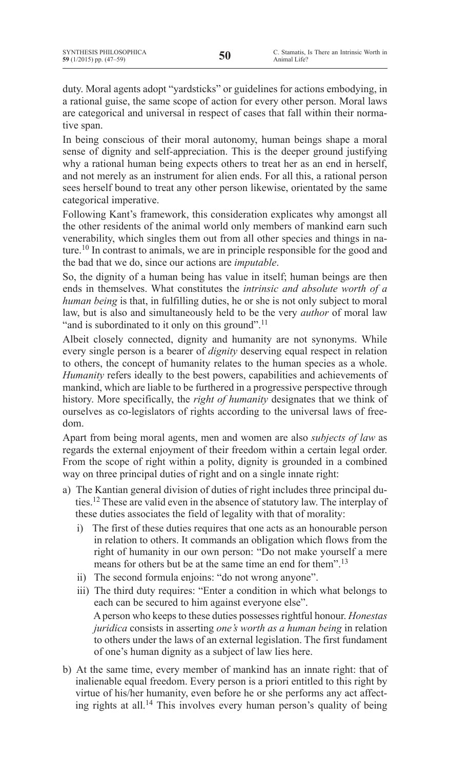duty. Moral agents adopt "yardsticks" or guidelines for actions embodying, in a rational guise, the same scope of action for every other person. Moral laws are categorical and universal in respect of cases that fall within their normative span.

In being conscious of their moral autonomy, human beings shape a moral sense of dignity and self-appreciation. This is the deeper ground justifying why a rational human being expects others to treat her as an end in herself, and not merely as an instrument for alien ends. For all this, a rational person sees herself bound to treat any other person likewise, orientated by the same categorical imperative.

Following Kant's framework, this consideration explicates why amongst all the other residents of the animal world only members of mankind earn such venerability, which singles them out from all other species and things in nature.[10] In contrast to animals, we are in principle responsible for the good and the bad that we do, since our actions are *imputable*.

So, the dignity of a human being has value in itself; human beings are then ends in themselves. What constitutes the *intrinsic and absolute worth of a human being* is that, in fulfilling duties, he or she is not only subject to moral law, but is also and simultaneously held to be the very *author* of moral law "and is subordinated to it only on this ground".[11]

Albeit closely connected, dignity and humanity are not synonyms. While every single person is a bearer of *dignity* deserving equal respect in relation to others, the concept of humanity relates to the human species as a whole. *Humanity* refers ideally to the best powers, capabilities and achievements of mankind, which are liable to be furthered in a progressive perspective through history. More specifically, the *right of humanity* designates that we think of ourselves as co-legislators of rights according to the universal laws of freedom.

Apart from being moral agents, men and women are also *subjects of law* as regards the external enjoyment of their freedom within a certain legal order. From the scope of right within a polity, dignity is grounded in a combined way on three principal duties of right and on a single innate right:

a) The Kantian general division of duties of right includes three principal duties.[12] These are valid even in the absence of statutory law. The interplay of these duties associates the field of legality with that of morality:
   i) The first of these duties requires that one acts as an honourable person in relation to others. It commands an obligation which flows from the right of humanity in our own person: "Do not make yourself a mere means for others but be at the same time an end for them".[13]
   ii) The second formula enjoins: "do not wrong anyone".
   iii) The third duty requires: "Enter a condition in which what belongs to each can be secured to him against everyone else".

   A person who keeps to these duties possesses rightful honour. *Honestas juridica* consists in asserting *one's worth as a human being* in relation to others under the laws of an external legislation. The first fundament of one's human dignity as a subject of law lies here.

b) At the same time, every member of mankind has an innate right: that of inalienable equal freedom. Every person is a priori entitled to this right by virtue of his/her humanity, even before he or she performs any act affecting rights at all.[14] This involves every human person's quality of being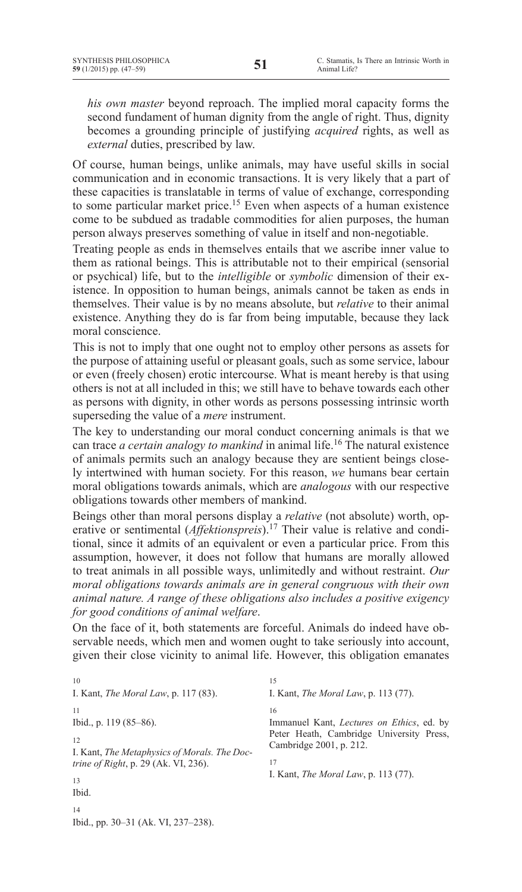*his own master* beyond reproach. The implied moral capacity forms the second fundament of human dignity from the angle of right. Thus, dignity becomes a grounding principle of justifying *acquired* rights, as well as *external* duties, prescribed by law.

Of course, human beings, unlike animals, may have useful skills in social communication and in economic transactions. It is very likely that a part of these capacities is translatable in terms of value of exchange, corresponding to some particular market price.[15] Even when aspects of a human existence come to be subdued as tradable commodities for alien purposes, the human person always preserves something of value in itself and non-negotiable.

Treating people as ends in themselves entails that we ascribe inner value to them as rational beings. This is attributable not to their empirical (sensorial or psychical) life, but to the *intelligible* or *symbolic* dimension of their existence. In opposition to human beings, animals cannot be taken as ends in themselves. Their value is by no means absolute, but *relative* to their animal existence. Anything they do is far from being imputable, because they lack moral conscience.

This is not to imply that one ought not to employ other persons as assets for the purpose of attaining useful or pleasant goals, such as some service, labour or even (freely chosen) erotic intercourse. What is meant hereby is that using others is not at all included in this; we still have to behave towards each other as persons with dignity, in other words as persons possessing intrinsic worth superseding the value of a *mere* instrument.

The key to understanding our moral conduct concerning animals is that we can trace *a certain analogy to mankind* in animal life.[16] The natural existence of animals permits such an analogy because they are sentient beings closely intertwined with human society. For this reason, *we* humans bear certain moral obligations towards animals, which are *analogous* with our respective obligations towards other members of mankind.

Beings other than moral persons display a *relative* (not absolute) worth, operative or sentimental (*Affektionspreis*).[17] Their value is relative and conditional, since it admits of an equivalent or even a particular price. From this assumption, however, it does not follow that humans are morally allowed to treat animals in all possible ways, unlimitedly and without restraint. *Our moral obligations towards animals are in general congruous with their own animal nature. A range of these obligations also includes a positive exigency for good conditions of animal welfare*.

On the face of it, both statements are forceful. Animals do indeed have observable needs, which men and women ought to take seriously into account, given their close vicinity to animal life. However, this obligation emanates

---

10 I. Kant, *The Moral Law*, p. 117 (83).

11 Ibid., p. 119 (85–86).

12 I. Kant, *The Metaphysics of Morals. The Doctrine of Right*, p. 29 (Ak. VI, 236).

13 Ibid.

14 Ibid., pp. 30–31 (Ak. VI, 237–238).

15 I. Kant, *The Moral Law*, p. 113 (77).

16 Immanuel Kant, *Lectures on Ethics*, ed. by Peter Heath, Cambridge University Press, Cambridge 2001, p. 212.

17 I. Kant, *The Moral Law*, p. 113 (77).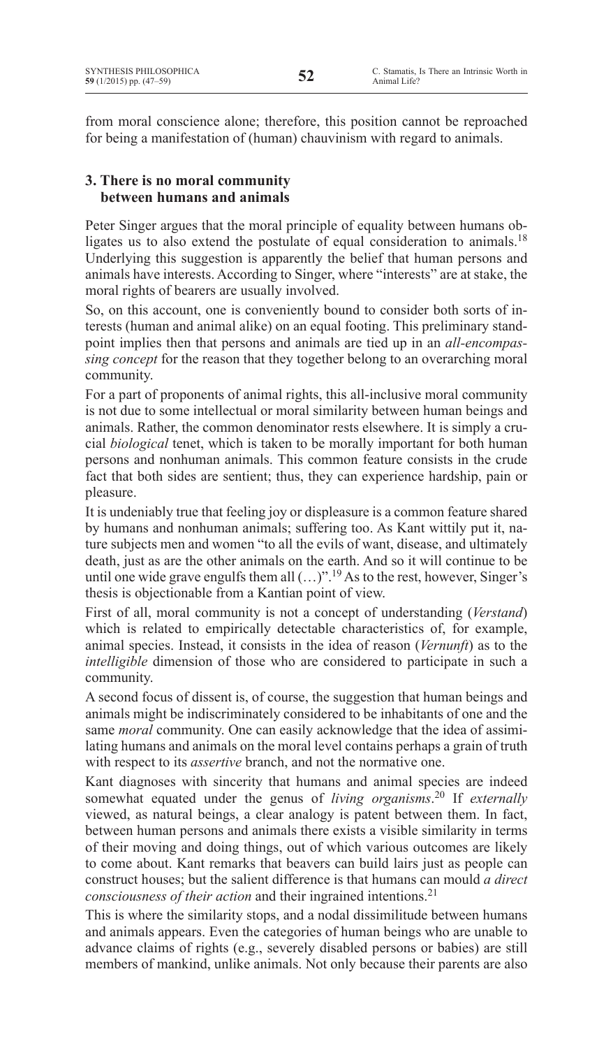from moral conscience alone; therefore, this position cannot be reproached for being a manifestation of (human) chauvinism with regard to animals.

## 3. There is no moral community between humans and animals

Peter Singer argues that the moral principle of equality between humans obligates us to also extend the postulate of equal consideration to animals.[18] Underlying this suggestion is apparently the belief that human persons and animals have interests. According to Singer, where "interests" are at stake, the moral rights of bearers are usually involved.

So, on this account, one is conveniently bound to consider both sorts of interests (human and animal alike) on an equal footing. This preliminary standpoint implies then that persons and animals are tied up in an *all-encompassing concept* for the reason that they together belong to an overarching moral community.

For a part of proponents of animal rights, this all-inclusive moral community is not due to some intellectual or moral similarity between human beings and animals. Rather, the common denominator rests elsewhere. It is simply a crucial *biological* tenet, which is taken to be morally important for both human persons and nonhuman animals. This common feature consists in the crude fact that both sides are sentient; thus, they can experience hardship, pain or pleasure.

It is undeniably true that feeling joy or displeasure is a common feature shared by humans and nonhuman animals; suffering too. As Kant wittily put it, nature subjects men and women "to all the evils of want, disease, and ultimately death, just as are the other animals on the earth. And so it will continue to be until one wide grave engulfs them all (…)".[19] As to the rest, however, Singer's thesis is objectionable from a Kantian point of view.

First of all, moral community is not a concept of understanding (*Verstand*) which is related to empirically detectable characteristics of, for example, animal species. Instead, it consists in the idea of reason (*Vernunft*) as to the *intelligible* dimension of those who are considered to participate in such a community.

A second focus of dissent is, of course, the suggestion that human beings and animals might be indiscriminately considered to be inhabitants of one and the same *moral* community. One can easily acknowledge that the idea of assimilating humans and animals on the moral level contains perhaps a grain of truth with respect to its *assertive* branch, and not the normative one.

Kant diagnoses with sincerity that humans and animal species are indeed somewhat equated under the genus of *living organisms*.[20] If *externally* viewed, as natural beings, a clear analogy is patent between them. In fact, between human persons and animals there exists a visible similarity in terms of their moving and doing things, out of which various outcomes are likely to come about. Kant remarks that beavers can build lairs just as people can construct houses; but the salient difference is that humans can mould *a direct consciousness of their action* and their ingrained intentions.[21]

This is where the similarity stops, and a nodal dissimilitude between humans and animals appears. Even the categories of human beings who are unable to advance claims of rights (e.g., severely disabled persons or babies) are still members of mankind, unlike animals. Not only because their parents are also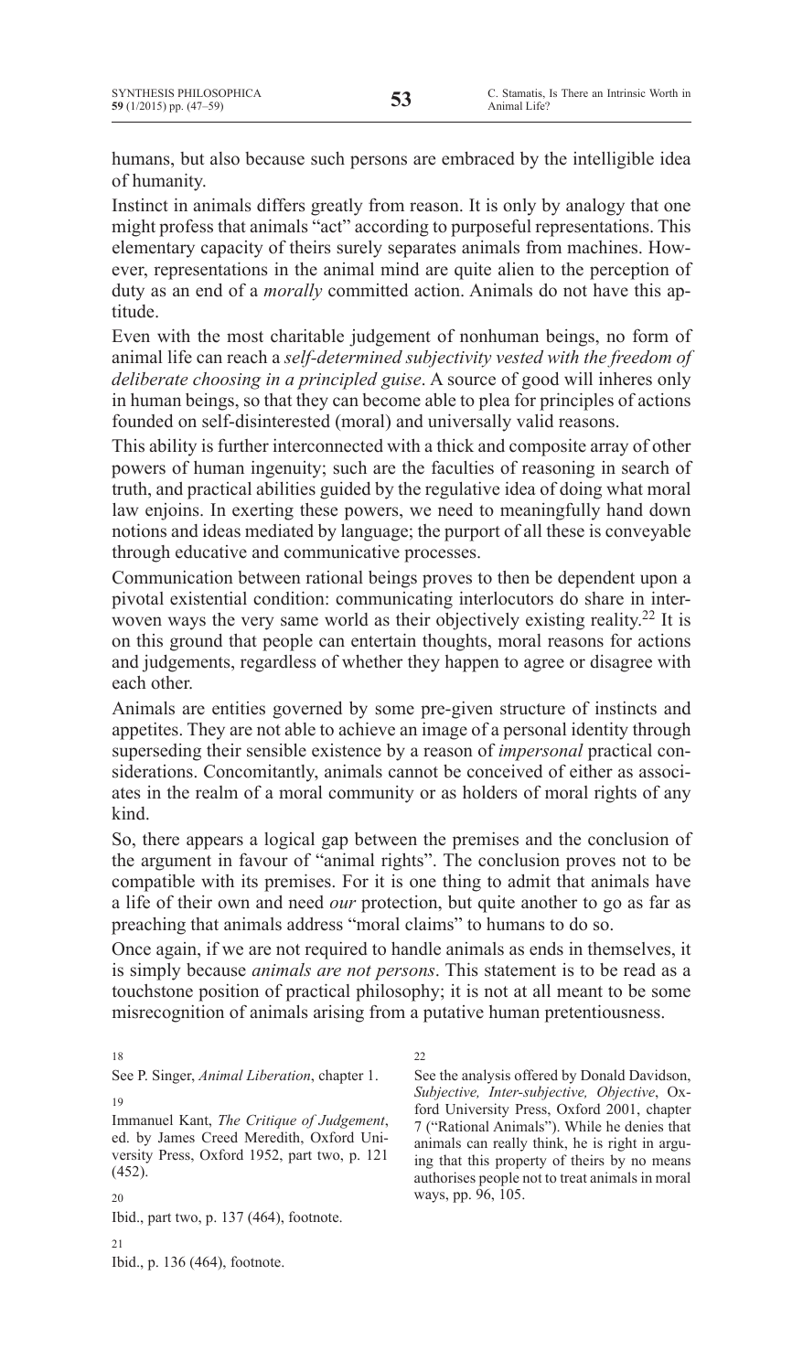humans, but also because such persons are embraced by the intelligible idea of humanity.

Instinct in animals differs greatly from reason. It is only by analogy that one might profess that animals "act" according to purposeful representations. This elementary capacity of theirs surely separates animals from machines. However, representations in the animal mind are quite alien to the perception of duty as an end of a *morally* committed action. Animals do not have this aptitude.

Even with the most charitable judgement of nonhuman beings, no form of animal life can reach a *self-determined subjectivity vested with the freedom of deliberate choosing in a principled guise*. A source of good will inheres only in human beings, so that they can become able to plea for principles of actions founded on self-disinterested (moral) and universally valid reasons.

This ability is further interconnected with a thick and composite array of other powers of human ingenuity; such are the faculties of reasoning in search of truth, and practical abilities guided by the regulative idea of doing what moral law enjoins. In exerting these powers, we need to meaningfully hand down notions and ideas mediated by language; the purport of all these is conveyable through educative and communicative processes.

Communication between rational beings proves to then be dependent upon a pivotal existential condition: communicating interlocutors do share in interwoven ways the very same world as their objectively existing reality.[22] It is on this ground that people can entertain thoughts, moral reasons for actions and judgements, regardless of whether they happen to agree or disagree with each other.

Animals are entities governed by some pre-given structure of instincts and appetites. They are not able to achieve an image of a personal identity through superseding their sensible existence by a reason of *impersonal* practical considerations. Concomitantly, animals cannot be conceived of either as associates in the realm of a moral community or as holders of moral rights of any kind.

So, there appears a logical gap between the premises and the conclusion of the argument in favour of "animal rights". The conclusion proves not to be compatible with its premises. For it is one thing to admit that animals have a life of their own and need *our* protection, but quite another to go as far as preaching that animals address "moral claims" to humans to do so.

Once again, if we are not required to handle animals as ends in themselves, it is simply because *animals are not persons*. This statement is to be read as a touchstone position of practical philosophy; it is not at all meant to be some misrecognition of animals arising from a putative human pretentiousness.

18
See P. Singer, *Animal Liberation*, chapter 1.

19
Immanuel Kant, *The Critique of Judgement*, ed. by James Creed Meredith, Oxford University Press, Oxford 1952, part two, p. 121 (452).

20
Ibid., part two, p. 137 (464), footnote.

21
Ibid., p. 136 (464), footnote.

22
See the analysis offered by Donald Davidson, *Subjective, Inter-subjective, Objective*, Oxford University Press, Oxford 2001, chapter 7 ("Rational Animals"). While he denies that animals can really think, he is right in arguing that this property of theirs by no means authorises people not to treat animals in moral ways, pp. 96, 105.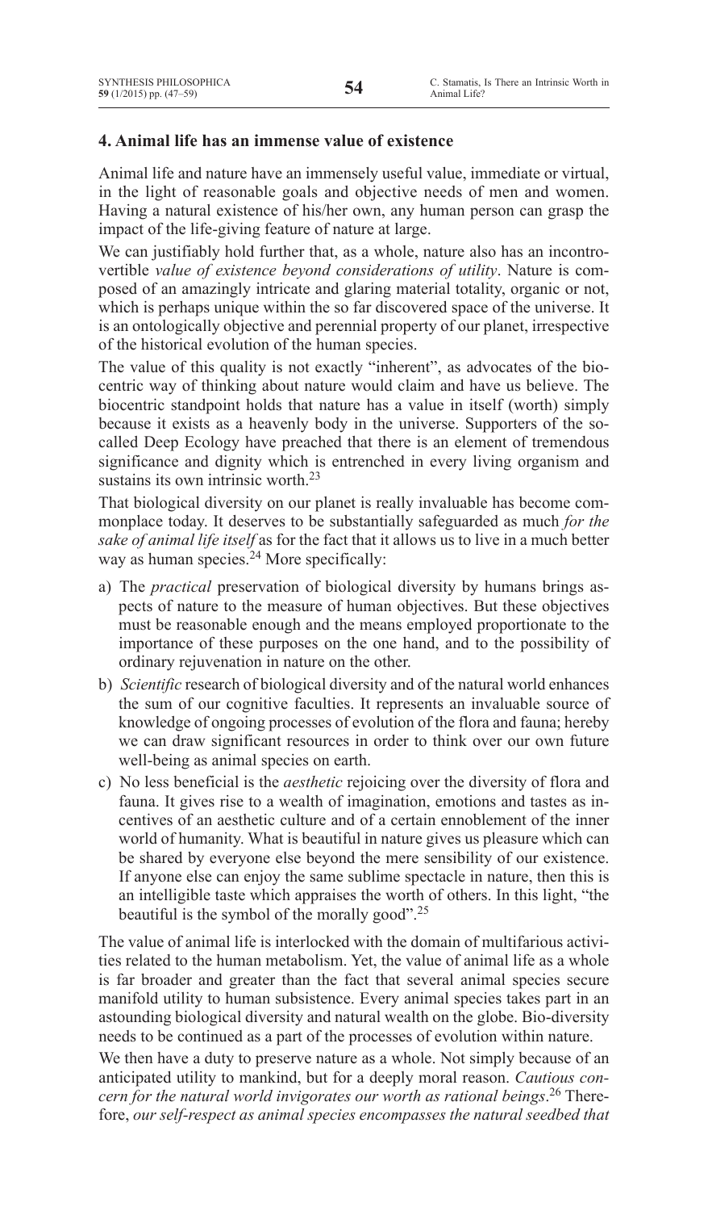## 4. Animal life has an immense value of existence

Animal life and nature have an immensely useful value, immediate or virtual, in the light of reasonable goals and objective needs of men and women. Having a natural existence of his/her own, any human person can grasp the impact of the life-giving feature of nature at large.

We can justifiably hold further that, as a whole, nature also has an incontrovertible *value of existence beyond considerations of utility*. Nature is composed of an amazingly intricate and glaring material totality, organic or not, which is perhaps unique within the so far discovered space of the universe. It is an ontologically objective and perennial property of our planet, irrespective of the historical evolution of the human species.

The value of this quality is not exactly "inherent", as advocates of the biocentric way of thinking about nature would claim and have us believe. The biocentric standpoint holds that nature has a value in itself (worth) simply because it exists as a heavenly body in the universe. Supporters of the so-called Deep Ecology have preached that there is an element of tremendous significance and dignity which is entrenched in every living organism and sustains its own intrinsic worth.[23]

That biological diversity on our planet is really invaluable has become commonplace today. It deserves to be substantially safeguarded as much *for the sake of animal life itself* as for the fact that it allows us to live in a much better way as human species.[24] More specifically:

a) The *practical* preservation of biological diversity by humans brings aspects of nature to the measure of human objectives. But these objectives must be reasonable enough and the means employed proportionate to the importance of these purposes on the one hand, and to the possibility of ordinary rejuvenation in nature on the other.

b) *Scientific* research of biological diversity and of the natural world enhances the sum of our cognitive faculties. It represents an invaluable source of knowledge of ongoing processes of evolution of the flora and fauna; hereby we can draw significant resources in order to think over our own future well-being as animal species on earth.

c) No less beneficial is the *aesthetic* rejoicing over the diversity of flora and fauna. It gives rise to a wealth of imagination, emotions and tastes as incentives of an aesthetic culture and of a certain ennoblement of the inner world of humanity. What is beautiful in nature gives us pleasure which can be shared by everyone else beyond the mere sensibility of our existence. If anyone else can enjoy the same sublime spectacle in nature, then this is an intelligible taste which appraises the worth of others. In this light, "the beautiful is the symbol of the morally good".[25]

The value of animal life is interlocked with the domain of multifarious activities related to the human metabolism. Yet, the value of animal life as a whole is far broader and greater than the fact that several animal species secure manifold utility to human subsistence. Every animal species takes part in an astounding biological diversity and natural wealth on the globe. Bio-diversity needs to be continued as a part of the processes of evolution within nature.

We then have a duty to preserve nature as a whole. Not simply because of an anticipated utility to mankind, but for a deeply moral reason. *Cautious concern for the natural world invigorates our worth as rational beings*.[26] Therefore, *our self-respect as animal species encompasses the natural seedbed that*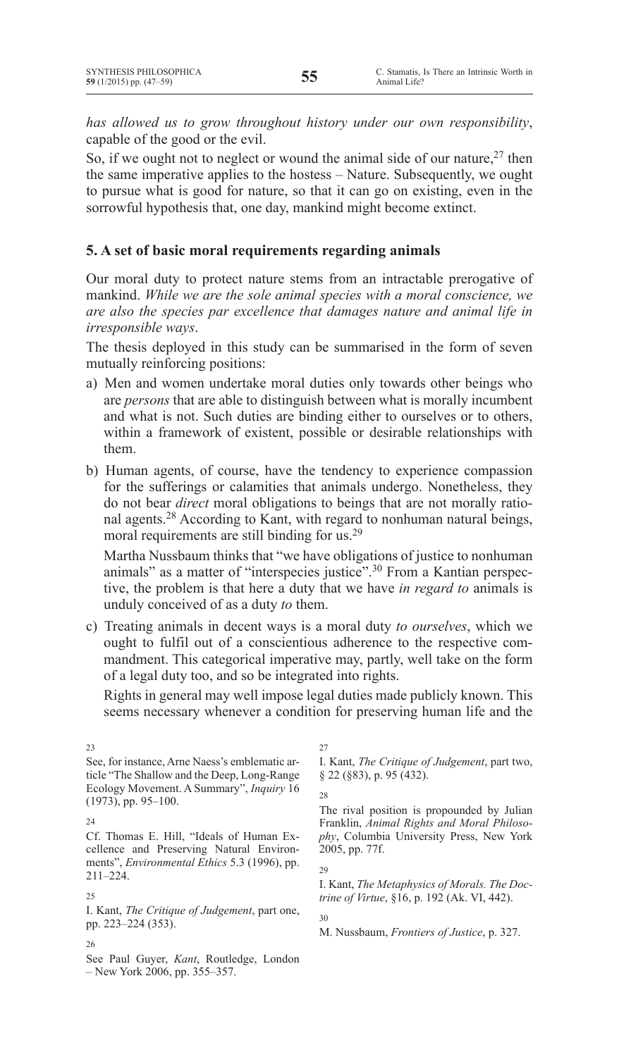*has allowed us to grow throughout history under our own responsibility*, capable of the good or the evil.

So, if we ought not to neglect or wound the animal side of our nature,[27] then the same imperative applies to the hostess – Nature. Subsequently, we ought to pursue what is good for nature, so that it can go on existing, even in the sorrowful hypothesis that, one day, mankind might become extinct.

## 5. A set of basic moral requirements regarding animals

Our moral duty to protect nature stems from an intractable prerogative of mankind. *While we are the sole animal species with a moral conscience, we are also the species par excellence that damages nature and animal life in irresponsible ways*.

The thesis deployed in this study can be summarised in the form of seven mutually reinforcing positions:

a) Men and women undertake moral duties only towards other beings who are *persons* that are able to distinguish between what is morally incumbent and what is not. Such duties are binding either to ourselves or to others, within a framework of existent, possible or desirable relationships with them.

b) Human agents, of course, have the tendency to experience compassion for the sufferings or calamities that animals undergo. Nonetheless, they do not bear *direct* moral obligations to beings that are not morally rational agents.[28] According to Kant, with regard to nonhuman natural beings, moral requirements are still binding for us.[29]

   Martha Nussbaum thinks that "we have obligations of justice to nonhuman animals" as a matter of "interspecies justice".[30] From a Kantian perspective, the problem is that here a duty that we have *in regard to* animals is unduly conceived of as a duty *to* them.

c) Treating animals in decent ways is a moral duty *to ourselves*, which we ought to fulfil out of a conscientious adherence to the respective commandment. This categorical imperative may, partly, well take on the form of a legal duty too, and so be integrated into rights.

   Rights in general may well impose legal duties made publicly known. This seems necessary whenever a condition for preserving human life and the

---

23 See, for instance, Arne Naess's emblematic article "The Shallow and the Deep, Long-Range Ecology Movement. A Summary", *Inquiry* 16 (1973), pp. 95–100.

24 Cf. Thomas E. Hill, "Ideals of Human Excellence and Preserving Natural Environments", *Environmental Ethics* 5.3 (1996), pp. 211–224.

25 I. Kant, *The Critique of Judgement*, part one, pp. 223–224 (353).

26 See Paul Guyer, *Kant*, Routledge, London – New York 2006, pp. 355–357.

27 I. Kant, *The Critique of Judgement*, part two, § 22 (§83), p. 95 (432).

28 The rival position is propounded by Julian Franklin, *Animal Rights and Moral Philosophy*, Columbia University Press, New York 2005, pp. 77f.

29 I. Kant, *The Metaphysics of Morals. The Doctrine of Virtue*, §16, p. 192 (Ak. VI, 442).

30 M. Nussbaum, *Frontiers of Justice*, p. 327.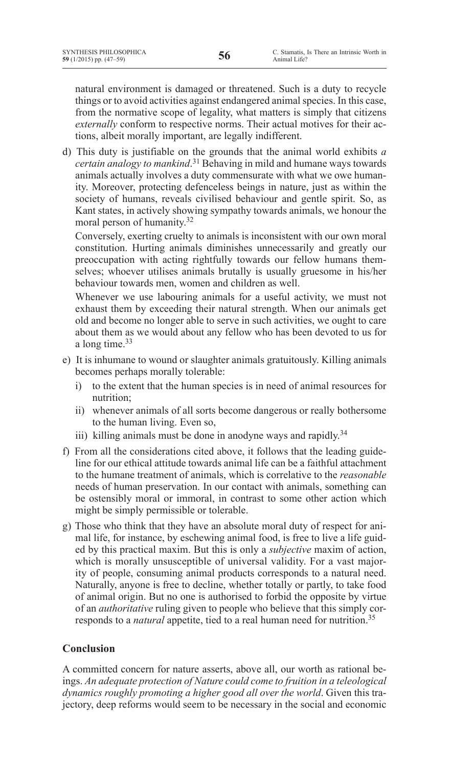natural environment is damaged or threatened. Such is a duty to recycle things or to avoid activities against endangered animal species. In this case, from the normative scope of legality, what matters is simply that citizens *externally* conform to respective norms. Their actual motives for their actions, albeit morally important, are legally indifferent.

d) This duty is justifiable on the grounds that the animal world exhibits *a certain analogy to mankind*.[31] Behaving in mild and humane ways towards animals actually involves a duty commensurate with what we owe humanity. Moreover, protecting defenceless beings in nature, just as within the society of humans, reveals civilised behaviour and gentle spirit. So, as Kant states, in actively showing sympathy towards animals, we honour the moral person of humanity.[32]

   Conversely, exerting cruelty to animals is inconsistent with our own moral constitution. Hurting animals diminishes unnecessarily and greatly our preoccupation with acting rightfully towards our fellow humans themselves; whoever utilises animals brutally is usually gruesome in his/her behaviour towards men, women and children as well.

   Whenever we use labouring animals for a useful activity, we must not exhaust them by exceeding their natural strength. When our animals get old and become no longer able to serve in such activities, we ought to care about them as we would about any fellow who has been devoted to us for a long time.[33]

e) It is inhumane to wound or slaughter animals gratuitously. Killing animals becomes perhaps morally tolerable:
   i) to the extent that the human species is in need of animal resources for nutrition;
   ii) whenever animals of all sorts become dangerous or really bothersome to the human living. Even so,
   iii) killing animals must be done in anodyne ways and rapidly.[34]

f) From all the considerations cited above, it follows that the leading guideline for our ethical attitude towards animal life can be a faithful attachment to the humane treatment of animals, which is correlative to the *reasonable* needs of human preservation. In our contact with animals, something can be ostensibly moral or immoral, in contrast to some other action which might be simply permissible or tolerable.

g) Those who think that they have an absolute moral duty of respect for animal life, for instance, by eschewing animal food, is free to live a life guided by this practical maxim. But this is only a *subjective* maxim of action, which is morally unsusceptible of universal validity. For a vast majority of people, consuming animal products corresponds to a natural need. Naturally, anyone is free to decline, whether totally or partly, to take food of animal origin. But no one is authorised to forbid the opposite by virtue of an *authoritative* ruling given to people who believe that this simply corresponds to a *natural* appetite, tied to a real human need for nutrition.[35]

## Conclusion

A committed concern for nature asserts, above all, our worth as rational beings. *An adequate protection of Nature could come to fruition in a teleological dynamics roughly promoting a higher good all over the world*. Given this trajectory, deep reforms would seem to be necessary in the social and economic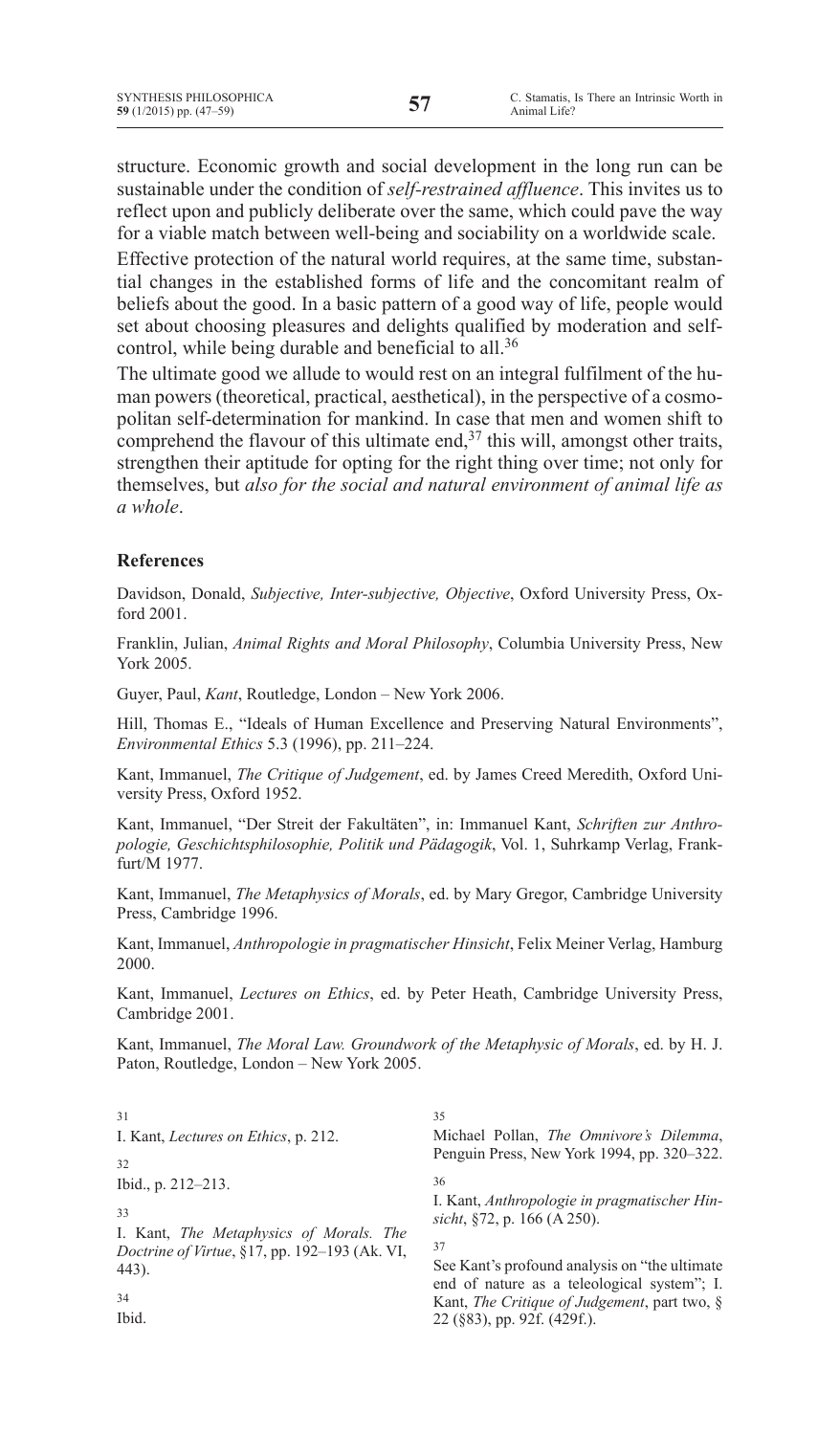structure. Economic growth and social development in the long run can be sustainable under the condition of *self-restrained affluence*. This invites us to reflect upon and publicly deliberate over the same, which could pave the way for a viable match between well-being and sociability on a worldwide scale.

Effective protection of the natural world requires, at the same time, substantial changes in the established forms of life and the concomitant realm of beliefs about the good. In a basic pattern of a good way of life, people would set about choosing pleasures and delights qualified by moderation and self-control, while being durable and beneficial to all.[36]

The ultimate good we allude to would rest on an integral fulfilment of the human powers (theoretical, practical, aesthetical), in the perspective of a cosmopolitan self-determination for mankind. In case that men and women shift to comprehend the flavour of this ultimate end,[37] this will, amongst other traits, strengthen their aptitude for opting for the right thing over time; not only for themselves, but *also for the social and natural environment of animal life as a whole*.

## References

Davidson, Donald, *Subjective, Inter-subjective, Objective*, Oxford University Press, Oxford 2001.

Franklin, Julian, *Animal Rights and Moral Philosophy*, Columbia University Press, New York 2005.

Guyer, Paul, *Kant*, Routledge, London – New York 2006.

Hill, Thomas E., "Ideals of Human Excellence and Preserving Natural Environments", *Environmental Ethics* 5.3 (1996), pp. 211–224.

Kant, Immanuel, *The Critique of Judgement*, ed. by James Creed Meredith, Oxford University Press, Oxford 1952.

Kant, Immanuel, "Der Streit der Fakultäten", in: Immanuel Kant, *Schriften zur Anthropologie, Geschichtsphilosophie, Politik und Pädagogik*, Vol. 1, Suhrkamp Verlag, Frankfurt/M 1977.

Kant, Immanuel, *The Metaphysics of Morals*, ed. by Mary Gregor, Cambridge University Press, Cambridge 1996.

Kant, Immanuel, *Anthropologie in pragmatischer Hinsicht*, Felix Meiner Verlag, Hamburg 2000.

Kant, Immanuel, *Lectures on Ethics*, ed. by Peter Heath, Cambridge University Press, Cambridge 2001.

Kant, Immanuel, *The Moral Law. Groundwork of the Metaphysic of Morals*, ed. by H. J. Paton, Routledge, London – New York 2005.

---

31 I. Kant, *Lectures on Ethics*, p. 212.

32 Ibid., p. 212–213.

33 I. Kant, *The Metaphysics of Morals. The Doctrine of Virtue*, §17, pp. 192–193 (Ak. VI, 443).

34 Ibid.

35 Michael Pollan, *The Omnivore's Dilemma*, Penguin Press, New York 1994, pp. 320–322.

36 I. Kant, *Anthropologie in pragmatischer Hinsicht*, §72, p. 166 (A 250).

37 See Kant's profound analysis on "the ultimate end of nature as a teleological system"; I. Kant, *The Critique of Judgement*, part two, § 22 (§83), pp. 92f. (429f.).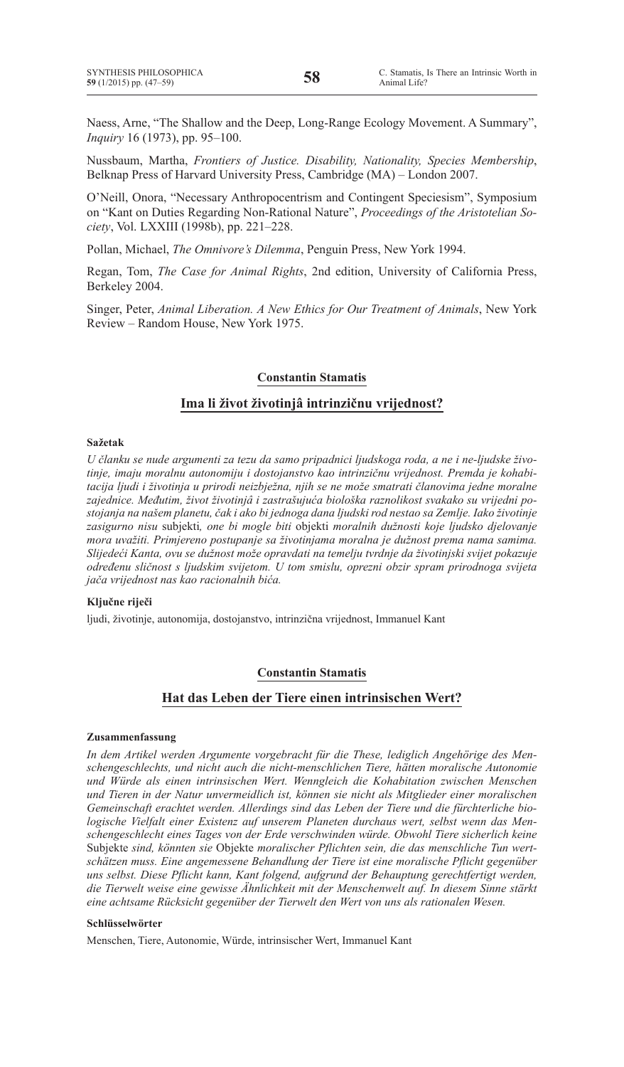Naess, Arne, "The Shallow and the Deep, Long-Range Ecology Movement. A Summary", *Inquiry* 16 (1973), pp. 95–100.

Nussbaum, Martha, *Frontiers of Justice. Disability, Nationality, Species Membership*, Belknap Press of Harvard University Press, Cambridge (MA) – London 2007.

O'Neill, Onora, "Necessary Anthropocentrism and Contingent Speciesism", Symposium on "Kant on Duties Regarding Non-Rational Nature", *Proceedings of the Aristotelian Society*, Vol. LXXIII (1998b), pp. 221–228.

Pollan, Michael, *The Omnivore's Dilemma*, Penguin Press, New York 1994.

Regan, Tom, *The Case for Animal Rights*, 2nd edition, University of California Press, Berkeley 2004.

Singer, Peter, *Animal Liberation. A New Ethics for Our Treatment of Animals*, New York Review – Random House, New York 1975.

**Constantin Stamatis**

## Ima li život životinjâ intrinzičnu vrijednost?

**Sažetak**

*U članku se nude argumenti za tezu da samo pripadnici ljudskoga roda, a ne i ne-ljudske životinje, imaju moralnu autonomiju i dostojanstvo kao intrinzičnu vrijednost. Premda je kohabitacija ljudi i životinja u prirodi neizbježna, njih se ne može smatrati članovima jedne moralne zajednice. Međutim, život životinjâ i zastrašujuća biološka raznolikost svakako su vrijedni postojanja na našem planetu, čak i ako bi jednoga dana ljudski rod nestao sa Zemlje. Iako životinje zasigurno nisu* subjekti*, one bi mogle biti* objekti *moralnih dužnosti koje ljudsko djelovanje mora uvažiti. Primjereno postupanje sa životinjama moralna je dužnost prema nama samima. Slijedeći Kanta, ovu se dužnost može opravdati na temelju tvrdnje da životinjski svijet pokazuje određenu sličnost s ljudskim svijetom. U tom smislu, oprezni obzir spram prirodnoga svijeta jača vrijednost nas kao racionalnih bića.*

**Ključne riječi**

ljudi, životinje, autonomija, dostojanstvo, intrinzična vrijednost, Immanuel Kant

**Constantin Stamatis**

## Hat das Leben der Tiere einen intrinsischen Wert?

**Zusammenfassung**

*In dem Artikel werden Argumente vorgebracht für die These, lediglich Angehörige des Menschengeschlechts, und nicht auch die nicht-menschlichen Tiere, hätten moralische Autonomie und Würde als einen intrinsischen Wert. Wenngleich die Kohabitation zwischen Menschen und Tieren in der Natur unvermeidlich ist, können sie nicht als Mitglieder einer moralischen Gemeinschaft erachtet werden. Allerdings sind das Leben der Tiere und die fürchterliche biologische Vielfalt einer Existenz auf unserem Planeten durchaus wert, selbst wenn das Menschengeschlecht eines Tages von der Erde verschwinden würde. Obwohl Tiere sicherlich keine* Subjekte *sind, könnten sie* Objekte *moralischer Pflichten sein, die das menschliche Tun wertschätzen muss. Eine angemessene Behandlung der Tiere ist eine moralische Pflicht gegenüber uns selbst. Diese Pflicht kann, Kant folgend, aufgrund der Behauptung gerechtfertigt werden, die Tierwelt weise eine gewisse Ähnlichkeit mit der Menschenwelt auf. In diesem Sinne stärkt eine achtsame Rücksicht gegenüber der Tierwelt den Wert von uns als rationalen Wesen.*

**Schlüsselwörter**

Menschen, Tiere, Autonomie, Würde, intrinsischer Wert, Immanuel Kant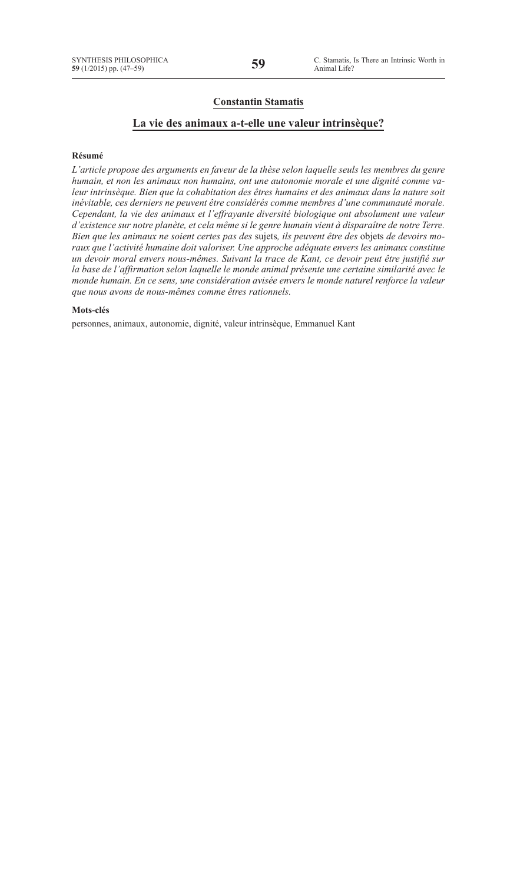**Constantin Stamatis**

## La vie des animaux a-t-elle une valeur intrinsèque?

### Résumé

*L'article propose des arguments en faveur de la thèse selon laquelle seuls les membres du genre humain, et non les animaux non humains, ont une autonomie morale et une dignité comme valeur intrinsèque. Bien que la cohabitation des êtres humains et des animaux dans la nature soit inévitable, ces derniers ne peuvent être considérés comme membres d'une communauté morale. Cependant, la vie des animaux et l'effrayante diversité biologique ont absolument une valeur d'existence sur notre planète, et cela même si le genre humain vient à disparaître de notre Terre. Bien que les animaux ne soient certes pas des* sujets*, ils peuvent être des* objets *de devoirs moraux que l'activité humaine doit valoriser. Une approche adéquate envers les animaux constitue un devoir moral envers nous-mêmes. Suivant la trace de Kant, ce devoir peut être justifié sur la base de l'affirmation selon laquelle le monde animal présente une certaine similarité avec le monde humain. En ce sens, une considération avisée envers le monde naturel renforce la valeur que nous avons de nous-mêmes comme êtres rationnels.*

### Mots-clés

personnes, animaux, autonomie, dignité, valeur intrinsèque, Emmanuel Kant